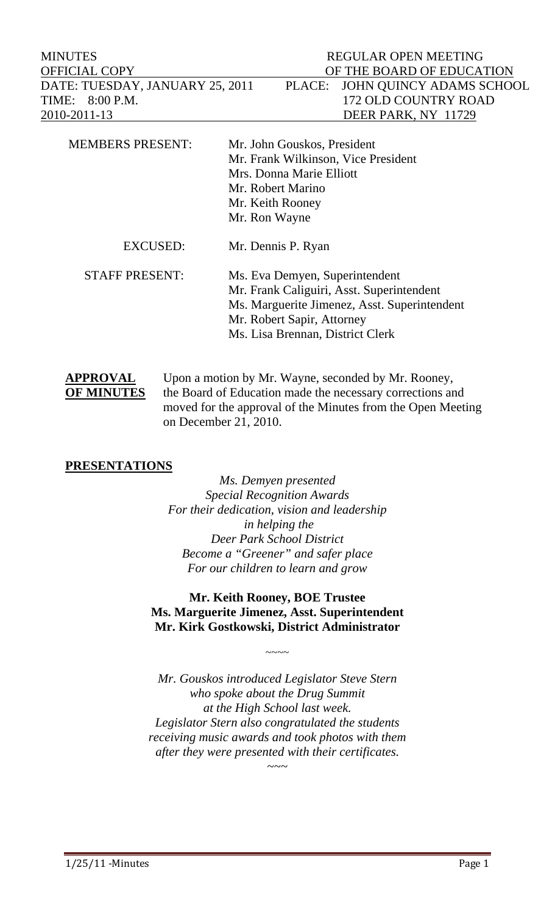| MINUTES | REGULAR OPEN MEETING |
|---|---|
| OFFICIAL COPY | OF THE BOARD OF EDUCATION |
| DATE: TUESDAY, JANUARY 25, 2011 | PLACE: JOHN QUINCY ADAMS SCHOOL |
| TIME: 8:00 P.M. | 172 OLD COUNTRY ROAD |
| 2010-2011-13 | DEER PARK, NY 11729 |

| | |
|---|---|
| MEMBERS PRESENT: | Mr. John Gouskos, President |
| | Mr. Frank Wilkinson, Vice President |
| | Mrs. Donna Marie Elliott |
| | Mr. Robert Marino |
| | Mr. Keith Rooney |
| | Mr. Ron Wayne |
| EXCUSED: | Mr. Dennis P. Ryan |
| STAFF PRESENT: | Ms. Eva Demyen, Superintendent |
| | Mr. Frank Caliguiri, Asst. Superintendent |
| | Ms. Marguerite Jimenez, Asst. Superintendent |
| | Mr. Robert Sapir, Attorney |
| | Ms. Lisa Brennan, District Clerk |

**APPROVAL OF MINUTES** Upon a motion by Mr. Wayne, seconded by Mr. Rooney, the Board of Education made the necessary corrections and moved for the approval of the Minutes from the Open Meeting on December 21, 2010.

## PRESENTATIONS

*Ms. Demyen presented*
*Special Recognition Awards*
*For their dedication, vision and leadership*
*in helping the*
*Deer Park School District*
*Become a "Greener" and safer place*
*For our children to learn and grow*

**Mr. Keith Rooney, BOE Trustee**
**Ms. Marguerite Jimenez, Asst. Superintendent**
**Mr. Kirk Gostkowski, District Administrator**

~~~~

*Mr. Gouskos introduced Legislator Steve Stern*
*who spoke about the Drug Summit*
*at the High School last week.*
*Legislator Stern also congratulated the students*
*receiving music awards and took photos with them*
*after they were presented with their certificates.*

~~~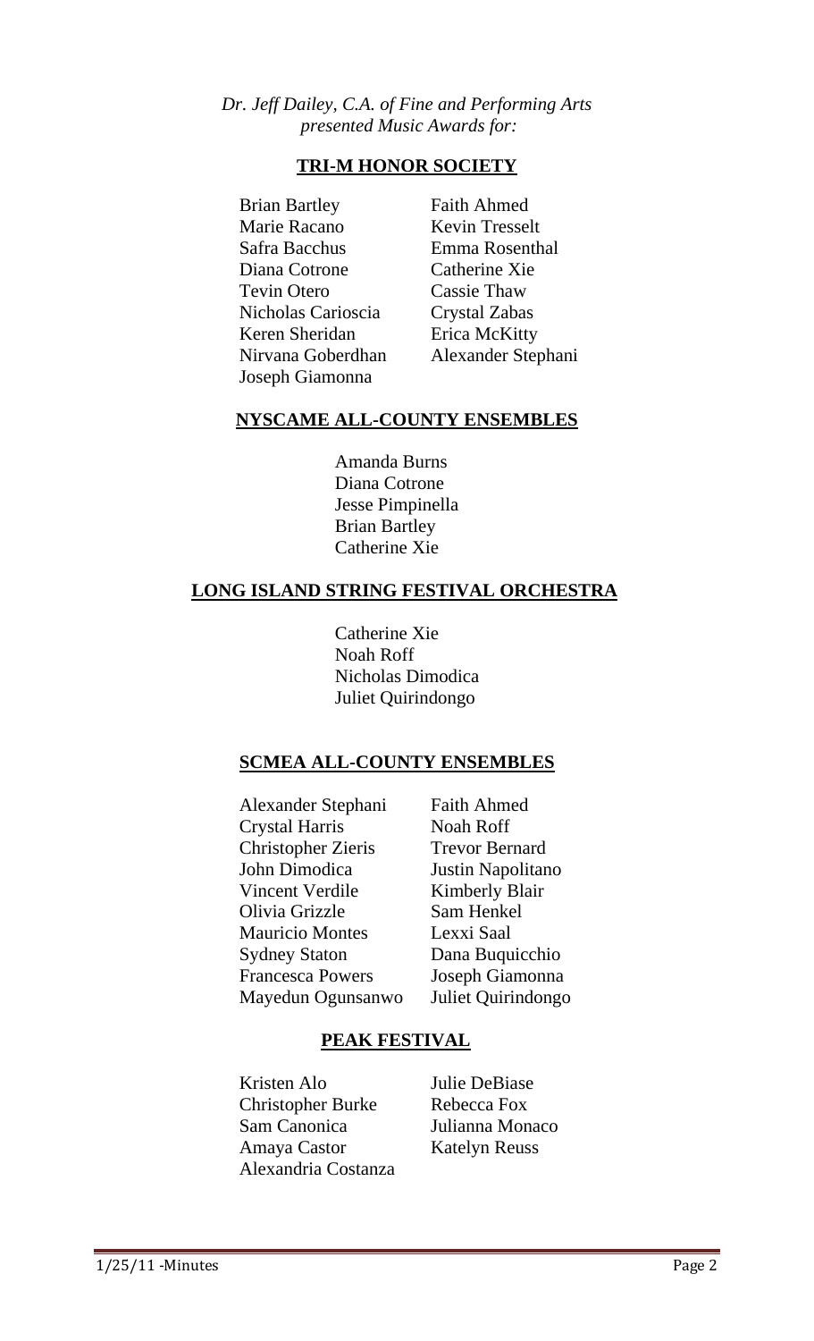*Dr. Jeff Dailey, C.A. of Fine and Performing Arts presented Music Awards for:*

## TRI-M HONOR SOCIETY

Brian Bartley
Marie Racano
Safra Bacchus
Diana Cotrone
Tevin Otero
Nicholas Carioscia
Keren Sheridan
Nirvana Goberdhan
Joseph Giamonna
Faith Ahmed
Kevin Tresselt
Emma Rosenthal
Catherine Xie
Cassie Thaw
Crystal Zabas
Erica McKitty
Alexander Stephani

## NYSCAME ALL-COUNTY ENSEMBLES

Amanda Burns
Diana Cotrone
Jesse Pimpinella
Brian Bartley
Catherine Xie

## LONG ISLAND STRING FESTIVAL ORCHESTRA

Catherine Xie
Noah Roff
Nicholas Dimodica
Juliet Quirindongo

## SCMEA ALL-COUNTY ENSEMBLES

Alexander Stephani
Crystal Harris
Christopher Zieris
John Dimodica
Vincent Verdile
Olivia Grizzle
Mauricio Montes
Sydney Staton
Francesca Powers
Mayedun Ogunsanwo
Faith Ahmed
Noah Roff
Trevor Bernard
Justin Napolitano
Kimberly Blair
Sam Henkel
Lexxi Saal
Dana Buquicchio
Joseph Giamonna
Juliet Quirindongo

## PEAK FESTIVAL

Kristen Alo
Christopher Burke
Sam Canonica
Amaya Castor
Alexandria Costanza
Julie DeBiase
Rebecca Fox
Julianna Monaco
Katelyn Reuss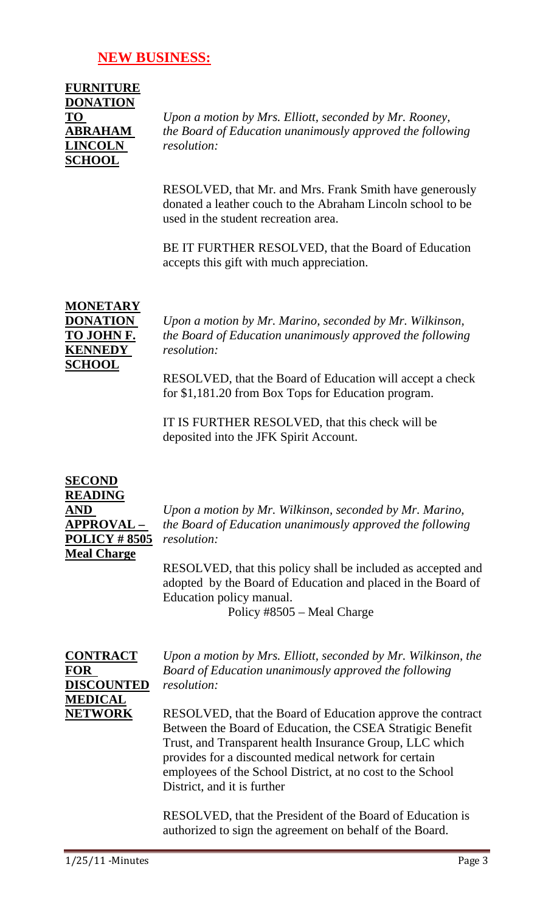## NEW BUSINESS:

**FURNITURE DONATION TO ABRAHAM LINCOLN SCHOOL**

*Upon a motion by Mrs. Elliott, seconded by Mr. Rooney, the Board of Education unanimously approved the following resolution:*

RESOLVED, that Mr. and Mrs. Frank Smith have generously donated a leather couch to the Abraham Lincoln school to be used in the student recreation area.

BE IT FURTHER RESOLVED, that the Board of Education accepts this gift with much appreciation.

**MONETARY DONATION TO JOHN F. KENNEDY SCHOOL**

*Upon a motion by Mr. Marino, seconded by Mr. Wilkinson, the Board of Education unanimously approved the following resolution:*

RESOLVED, that the Board of Education will accept a check for $1,181.20 from Box Tops for Education program.

IT IS FURTHER RESOLVED, that this check will be deposited into the JFK Spirit Account.

**SECOND READING AND APPROVAL – POLICY # 8505 Meal Charge**

*Upon a motion by Mr. Wilkinson, seconded by Mr. Marino, the Board of Education unanimously approved the following resolution:*

RESOLVED, that this policy shall be included as accepted and adopted by the Board of Education and placed in the Board of Education policy manual.

Policy #8505 – Meal Charge

**CONTRACT FOR DISCOUNTED MEDICAL NETWORK**

*Upon a motion by Mrs. Elliott, seconded by Mr. Wilkinson, the Board of Education unanimously approved the following resolution:*

RESOLVED, that the Board of Education approve the contract Between the Board of Education, the CSEA Stratigic Benefit Trust, and Transparent health Insurance Group, LLC which provides for a discounted medical network for certain employees of the School District, at no cost to the School District, and it is further

RESOLVED, that the President of the Board of Education is authorized to sign the agreement on behalf of the Board.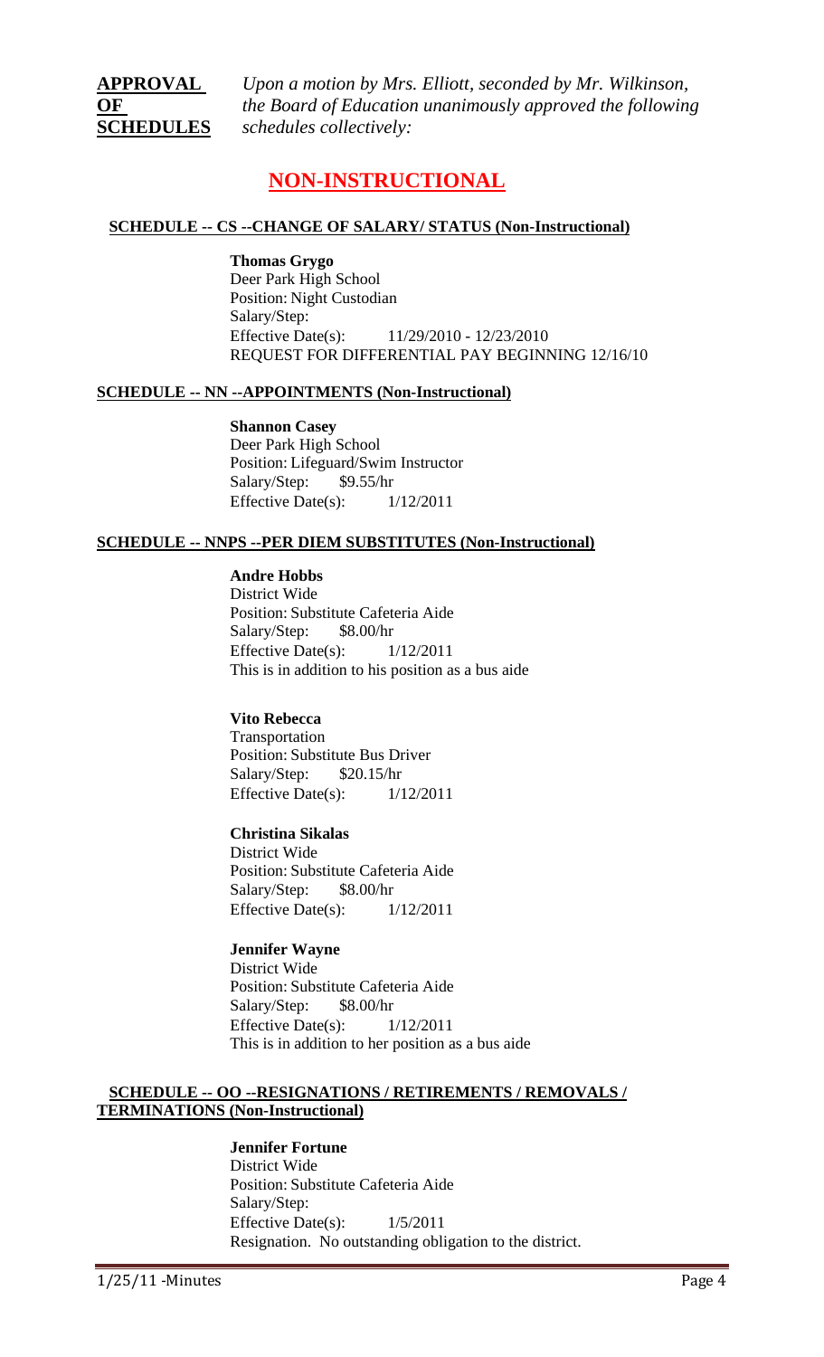**APPROVAL OF SCHEDULES** *Upon a motion by Mrs. Elliott, seconded by Mr. Wilkinson, the Board of Education unanimously approved the following schedules collectively:*

# NON-INSTRUCTIONAL

## SCHEDULE -- CS --CHANGE OF SALARY/ STATUS (Non-Instructional)

**Thomas Grygo**
Deer Park High School
Position: Night Custodian
Salary/Step:
Effective Date(s): 11/29/2010 - 12/23/2010
REQUEST FOR DIFFERENTIAL PAY BEGINNING 12/16/10

## SCHEDULE -- NN --APPOINTMENTS (Non-Instructional)

**Shannon Casey**
Deer Park High School
Position: Lifeguard/Swim Instructor
Salary/Step: $9.55/hr
Effective Date(s): 1/12/2011

## SCHEDULE -- NNPS --PER DIEM SUBSTITUTES (Non-Instructional)

**Andre Hobbs**
District Wide
Position: Substitute Cafeteria Aide
Salary/Step: $8.00/hr
Effective Date(s): 1/12/2011
This is in addition to his position as a bus aide

**Vito Rebecca**
Transportation
Position: Substitute Bus Driver
Salary/Step: $20.15/hr
Effective Date(s): 1/12/2011

**Christina Sikalas**
District Wide
Position: Substitute Cafeteria Aide
Salary/Step: $8.00/hr
Effective Date(s): 1/12/2011

**Jennifer Wayne**
District Wide
Position: Substitute Cafeteria Aide
Salary/Step: $8.00/hr
Effective Date(s): 1/12/2011
This is in addition to her position as a bus aide

## SCHEDULE -- OO --RESIGNATIONS / RETIREMENTS / REMOVALS / TERMINATIONS (Non-Instructional)

**Jennifer Fortune**
District Wide
Position: Substitute Cafeteria Aide
Salary/Step:
Effective Date(s): 1/5/2011
Resignation. No outstanding obligation to the district.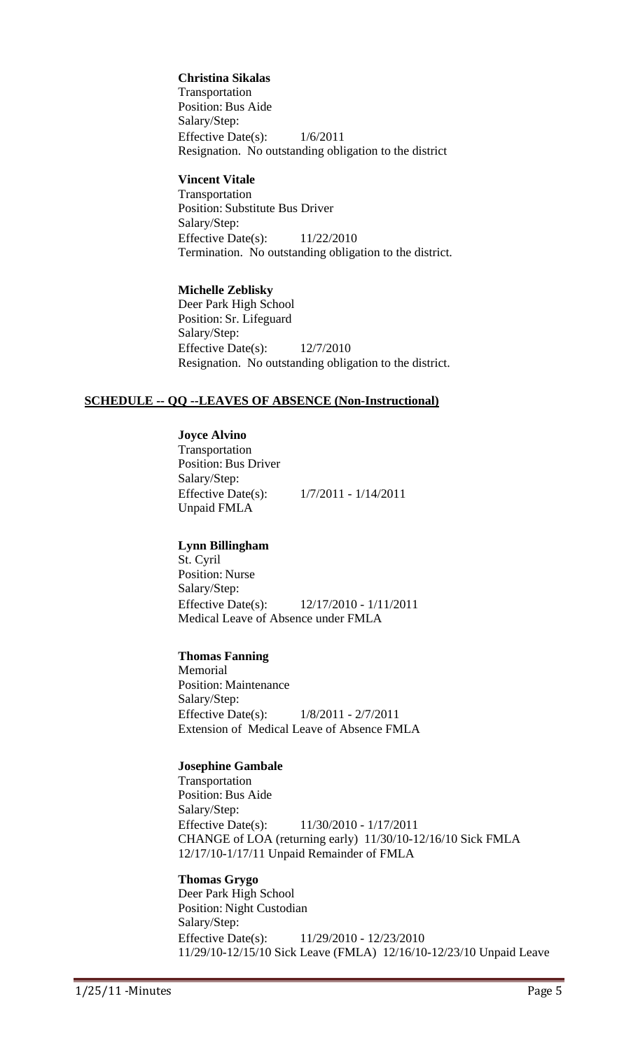**Christina Sikalas**  
Transportation  
Position: Bus Aide  
Salary/Step:  
Effective Date(s): 1/6/2011  
Resignation. No outstanding obligation to the district

**Vincent Vitale**  
Transportation  
Position: Substitute Bus Driver  
Salary/Step:  
Effective Date(s): 11/22/2010  
Termination. No outstanding obligation to the district.

**Michelle Zeblisky**  
Deer Park High School  
Position: Sr. Lifeguard  
Salary/Step:  
Effective Date(s): 12/7/2010  
Resignation. No outstanding obligation to the district.

## SCHEDULE -- QQ --LEAVES OF ABSENCE (Non-Instructional)

**Joyce Alvino**  
Transportation  
Position: Bus Driver  
Salary/Step:  
Effective Date(s): 1/7/2011 - 1/14/2011  
Unpaid FMLA

**Lynn Billingham**  
St. Cyril  
Position: Nurse  
Salary/Step:  
Effective Date(s): 12/17/2010 - 1/11/2011  
Medical Leave of Absence under FMLA

**Thomas Fanning**  
Memorial  
Position: Maintenance  
Salary/Step:  
Effective Date(s): 1/8/2011 - 2/7/2011  
Extension of Medical Leave of Absence FMLA

**Josephine Gambale**  
Transportation  
Position: Bus Aide  
Salary/Step:  
Effective Date(s): 11/30/2010 - 1/17/2011  
CHANGE of LOA (returning early) 11/30/10-12/16/10 Sick FMLA  
12/17/10-1/17/11 Unpaid Remainder of FMLA

**Thomas Grygo**  
Deer Park High School  
Position: Night Custodian  
Salary/Step:  
Effective Date(s): 11/29/2010 - 12/23/2010  
11/29/10-12/15/10 Sick Leave (FMLA) 12/16/10-12/23/10 Unpaid Leave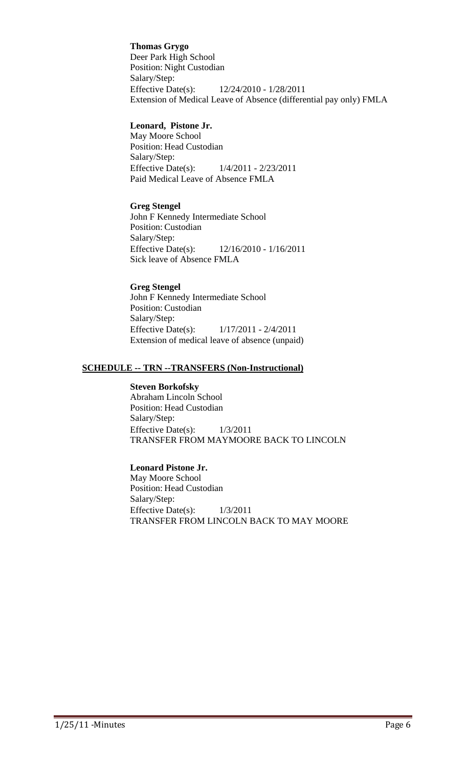**Thomas Grygo**
Deer Park High School
Position: Night Custodian
Salary/Step:
Effective Date(s): 12/24/2010 - 1/28/2011
Extension of Medical Leave of Absence (differential pay only) FMLA

**Leonard, Pistone Jr.**
May Moore School
Position: Head Custodian
Salary/Step:
Effective Date(s): 1/4/2011 - 2/23/2011
Paid Medical Leave of Absence FMLA

**Greg Stengel**
John F Kennedy Intermediate School
Position: Custodian
Salary/Step:
Effective Date(s): 12/16/2010 - 1/16/2011
Sick leave of Absence FMLA

**Greg Stengel**
John F Kennedy Intermediate School
Position: Custodian
Salary/Step:
Effective Date(s): 1/17/2011 - 2/4/2011
Extension of medical leave of absence (unpaid)

**SCHEDULE -- TRN --TRANSFERS (Non-Instructional)**

**Steven Borkofsky**
Abraham Lincoln School
Position: Head Custodian
Salary/Step:
Effective Date(s): 1/3/2011
TRANSFER FROM MAYMOORE BACK TO LINCOLN

**Leonard Pistone Jr.**
May Moore School
Position: Head Custodian
Salary/Step:
Effective Date(s): 1/3/2011
TRANSFER FROM LINCOLN BACK TO MAY MOORE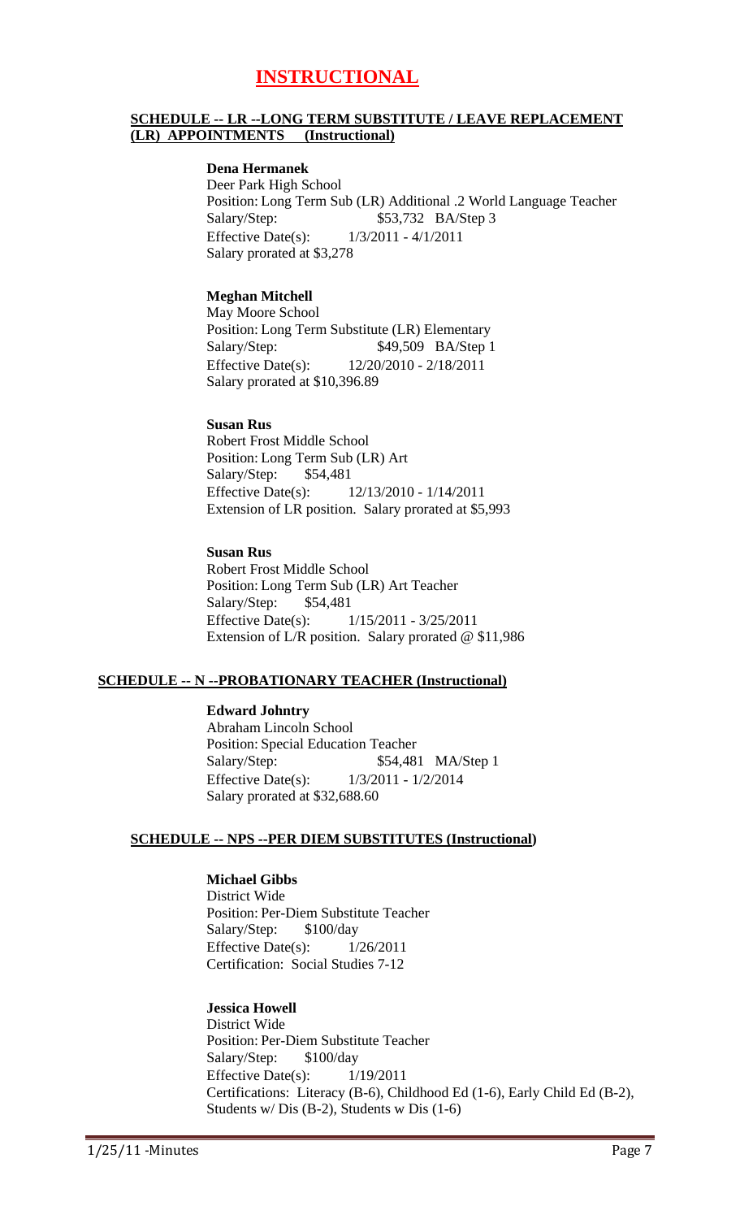# INSTRUCTIONAL

## SCHEDULE -- LR --LONG TERM SUBSTITUTE / LEAVE REPLACEMENT (LR) APPOINTMENTS (Instructional)

**Dena Hermanek**
Deer Park High School
Position: Long Term Sub (LR) Additional .2 World Language Teacher
Salary/Step: $53,732 BA/Step 3
Effective Date(s): 1/3/2011 - 4/1/2011
Salary prorated at $3,278

**Meghan Mitchell**
May Moore School
Position: Long Term Substitute (LR) Elementary
Salary/Step: $49,509 BA/Step 1
Effective Date(s): 12/20/2010 - 2/18/2011
Salary prorated at $10,396.89

**Susan Rus**
Robert Frost Middle School
Position: Long Term Sub (LR) Art
Salary/Step: $54,481
Effective Date(s): 12/13/2010 - 1/14/2011
Extension of LR position. Salary prorated at $5,993

**Susan Rus**
Robert Frost Middle School
Position: Long Term Sub (LR) Art Teacher
Salary/Step: $54,481
Effective Date(s): 1/15/2011 - 3/25/2011
Extension of L/R position. Salary prorated @ $11,986

## SCHEDULE -- N --PROBATIONARY TEACHER (Instructional)

**Edward Johntry**
Abraham Lincoln School
Position: Special Education Teacher
Salary/Step: $54,481 MA/Step 1
Effective Date(s): 1/3/2011 - 1/2/2014
Salary prorated at $32,688.60

## SCHEDULE -- NPS --PER DIEM SUBSTITUTES (Instructional)

**Michael Gibbs**
District Wide
Position: Per-Diem Substitute Teacher
Salary/Step: $100/day
Effective Date(s): 1/26/2011
Certification: Social Studies 7-12

**Jessica Howell**
District Wide
Position: Per-Diem Substitute Teacher
Salary/Step: $100/day
Effective Date(s): 1/19/2011
Certifications: Literacy (B-6), Childhood Ed (1-6), Early Child Ed (B-2), Students w/ Dis (B-2), Students w Dis (1-6)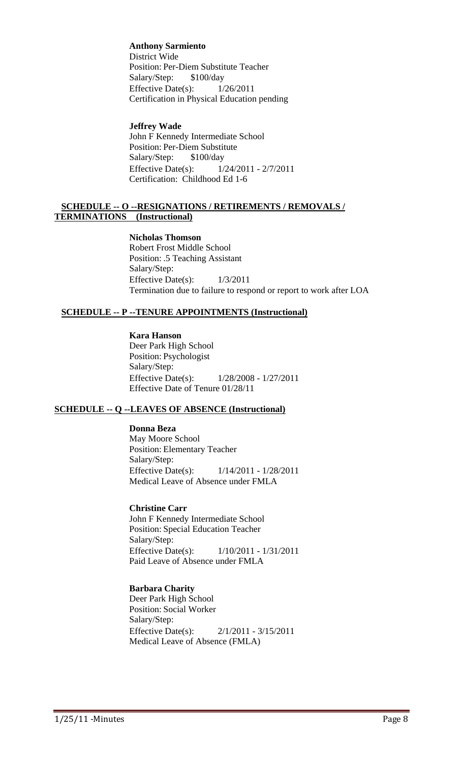**Anthony Sarmiento**
District Wide
Position: Per-Diem Substitute Teacher
Salary/Step: $100/day
Effective Date(s): 1/26/2011
Certification in Physical Education pending

**Jeffrey Wade**
John F Kennedy Intermediate School
Position: Per-Diem Substitute
Salary/Step: $100/day
Effective Date(s): 1/24/2011 - 2/7/2011
Certification: Childhood Ed 1-6

## SCHEDULE -- O --RESIGNATIONS / RETIREMENTS / REMOVALS / TERMINATIONS (Instructional)

**Nicholas Thomson**
Robert Frost Middle School
Position: .5 Teaching Assistant
Salary/Step:
Effective Date(s): 1/3/2011
Termination due to failure to respond or report to work after LOA

## SCHEDULE -- P --TENURE APPOINTMENTS (Instructional)

**Kara Hanson**
Deer Park High School
Position: Psychologist
Salary/Step:
Effective Date(s): 1/28/2008 - 1/27/2011
Effective Date of Tenure 01/28/11

## SCHEDULE -- Q --LEAVES OF ABSENCE (Instructional)

**Donna Beza**
May Moore School
Position: Elementary Teacher
Salary/Step:
Effective Date(s): 1/14/2011 - 1/28/2011
Medical Leave of Absence under FMLA

**Christine Carr**
John F Kennedy Intermediate School
Position: Special Education Teacher
Salary/Step:
Effective Date(s): 1/10/2011 - 1/31/2011
Paid Leave of Absence under FMLA

**Barbara Charity**
Deer Park High School
Position: Social Worker
Salary/Step:
Effective Date(s): 2/1/2011 - 3/15/2011
Medical Leave of Absence (FMLA)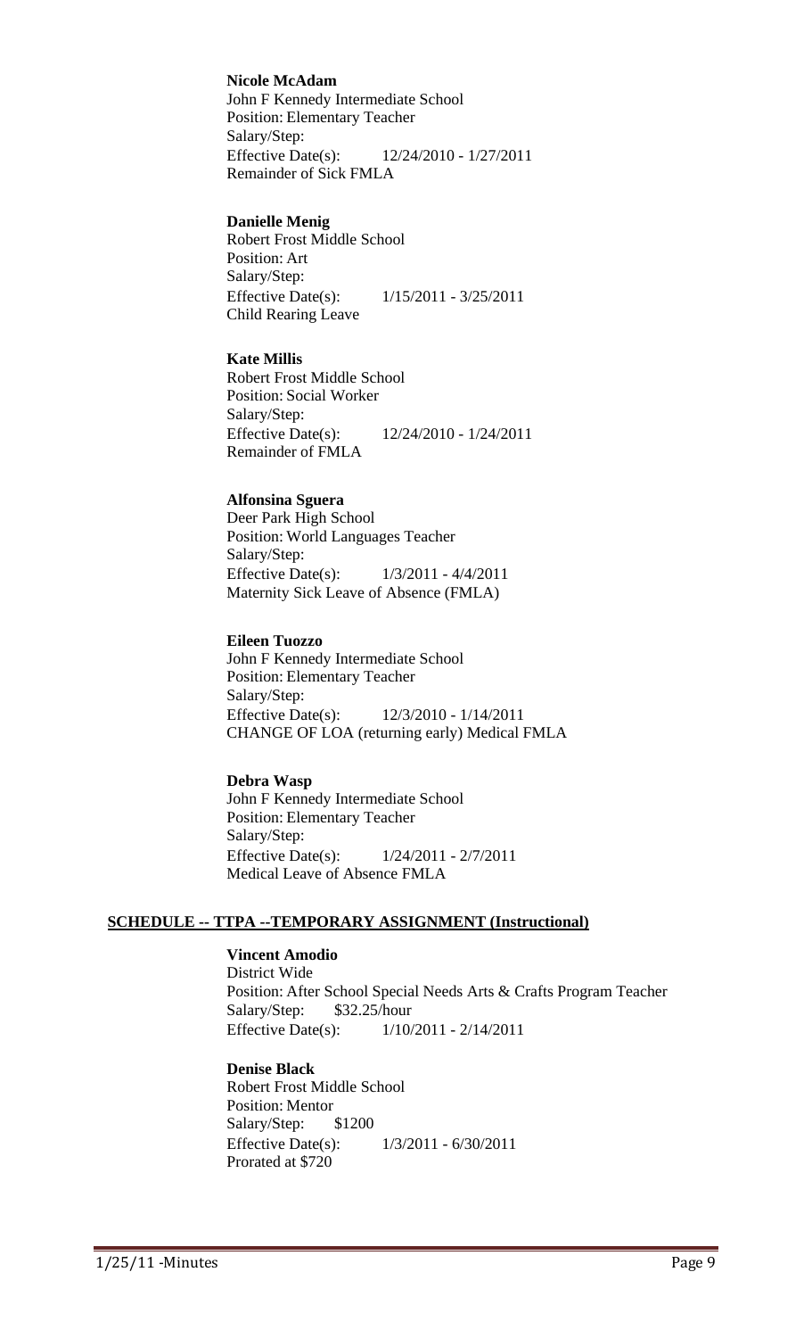**Nicole McAdam**
John F Kennedy Intermediate School
Position: Elementary Teacher
Salary/Step:
Effective Date(s): 12/24/2010 - 1/27/2011
Remainder of Sick FMLA

**Danielle Menig**
Robert Frost Middle School
Position: Art
Salary/Step:
Effective Date(s): 1/15/2011 - 3/25/2011
Child Rearing Leave

**Kate Millis**
Robert Frost Middle School
Position: Social Worker
Salary/Step:
Effective Date(s): 12/24/2010 - 1/24/2011
Remainder of FMLA

**Alfonsina Sguera**
Deer Park High School
Position: World Languages Teacher
Salary/Step:
Effective Date(s): 1/3/2011 - 4/4/2011
Maternity Sick Leave of Absence (FMLA)

**Eileen Tuozzo**
John F Kennedy Intermediate School
Position: Elementary Teacher
Salary/Step:
Effective Date(s): 12/3/2010 - 1/14/2011
CHANGE OF LOA (returning early) Medical FMLA

**Debra Wasp**
John F Kennedy Intermediate School
Position: Elementary Teacher
Salary/Step:
Effective Date(s): 1/24/2011 - 2/7/2011
Medical Leave of Absence FMLA

**SCHEDULE -- TTPA --TEMPORARY ASSIGNMENT (Instructional)**

**Vincent Amodio**
District Wide
Position: After School Special Needs Arts & Crafts Program Teacher
Salary/Step: $32.25/hour
Effective Date(s): 1/10/2011 - 2/14/2011

**Denise Black**
Robert Frost Middle School
Position: Mentor
Salary/Step: $1200
Effective Date(s): 1/3/2011 - 6/30/2011
Prorated at $720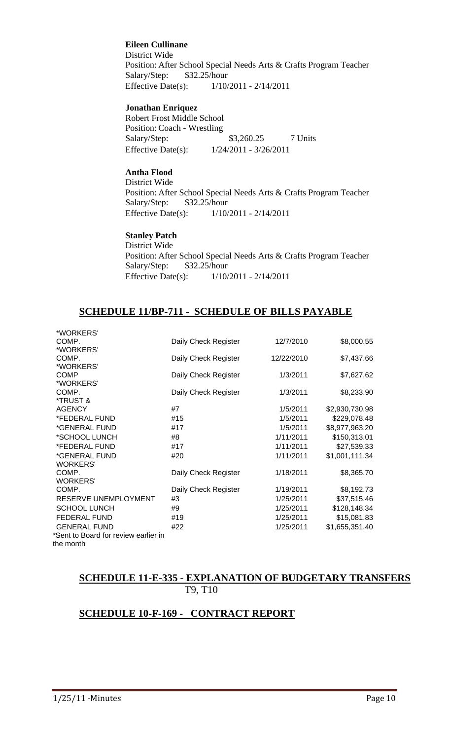**Eileen Cullinane**
District Wide
Position: After School Special Needs Arts & Crafts Program Teacher
Salary/Step: $32.25/hour
Effective Date(s): 1/10/2011 - 2/14/2011

**Jonathan Enriquez**
Robert Frost Middle School
Position: Coach - Wrestling
Salary/Step: $3,260.25 7 Units
Effective Date(s): 1/24/2011 - 3/26/2011

**Antha Flood**
District Wide
Position: After School Special Needs Arts & Crafts Program Teacher
Salary/Step: $32.25/hour
Effective Date(s): 1/10/2011 - 2/14/2011

**Stanley Patch**
District Wide
Position: After School Special Needs Arts & Crafts Program Teacher
Salary/Step: $32.25/hour
Effective Date(s): 1/10/2011 - 2/14/2011

## SCHEDULE 11/BP-711 - SCHEDULE OF BILLS PAYABLE

| | | | |
|---|---|---|---|
| *WORKERS' COMP. | Daily Check Register | 12/7/2010 | $8,000.55 |
| *WORKERS' COMP. | Daily Check Register | 12/22/2010 | $7,437.66 |
| *WORKERS' COMP | Daily Check Register | 1/3/2011 | $7,627.62 |
| *WORKERS' COMP. | Daily Check Register | 1/3/2011 | $8,233.90 |
| *TRUST & AGENCY | #7 | 1/5/2011 | $2,930,730.98 |
| *FEDERAL FUND | #15 | 1/5/2011 | $229,078.48 |
| *GENERAL FUND | #17 | 1/5/2011 | $8,977,963.20 |
| *SCHOOL LUNCH | #8 | 1/11/2011 | $150,313.01 |
| *FEDERAL FUND | #17 | 1/11/2011 | $27,539.33 |
| *GENERAL FUND | #20 | 1/11/2011 | $1,001,111.34 |
| WORKERS' COMP. | Daily Check Register | 1/18/2011 | $8,365.70 |
| WORKERS' COMP. | Daily Check Register | 1/19/2011 | $8,192.73 |
| RESERVE UNEMPLOYMENT | #3 | 1/25/2011 | $37,515.46 |
| SCHOOL LUNCH | #9 | 1/25/2011 | $128,148.34 |
| FEDERAL FUND | #19 | 1/25/2011 | $15,081.83 |
| GENERAL FUND | #22 | 1/25/2011 | $1,655,351.40 |

*Sent to Board for review earlier in the month

## SCHEDULE 11-E-335 - EXPLANATION OF BUDGETARY TRANSFERS

T9, T10

## SCHEDULE 10-F-169 - CONTRACT REPORT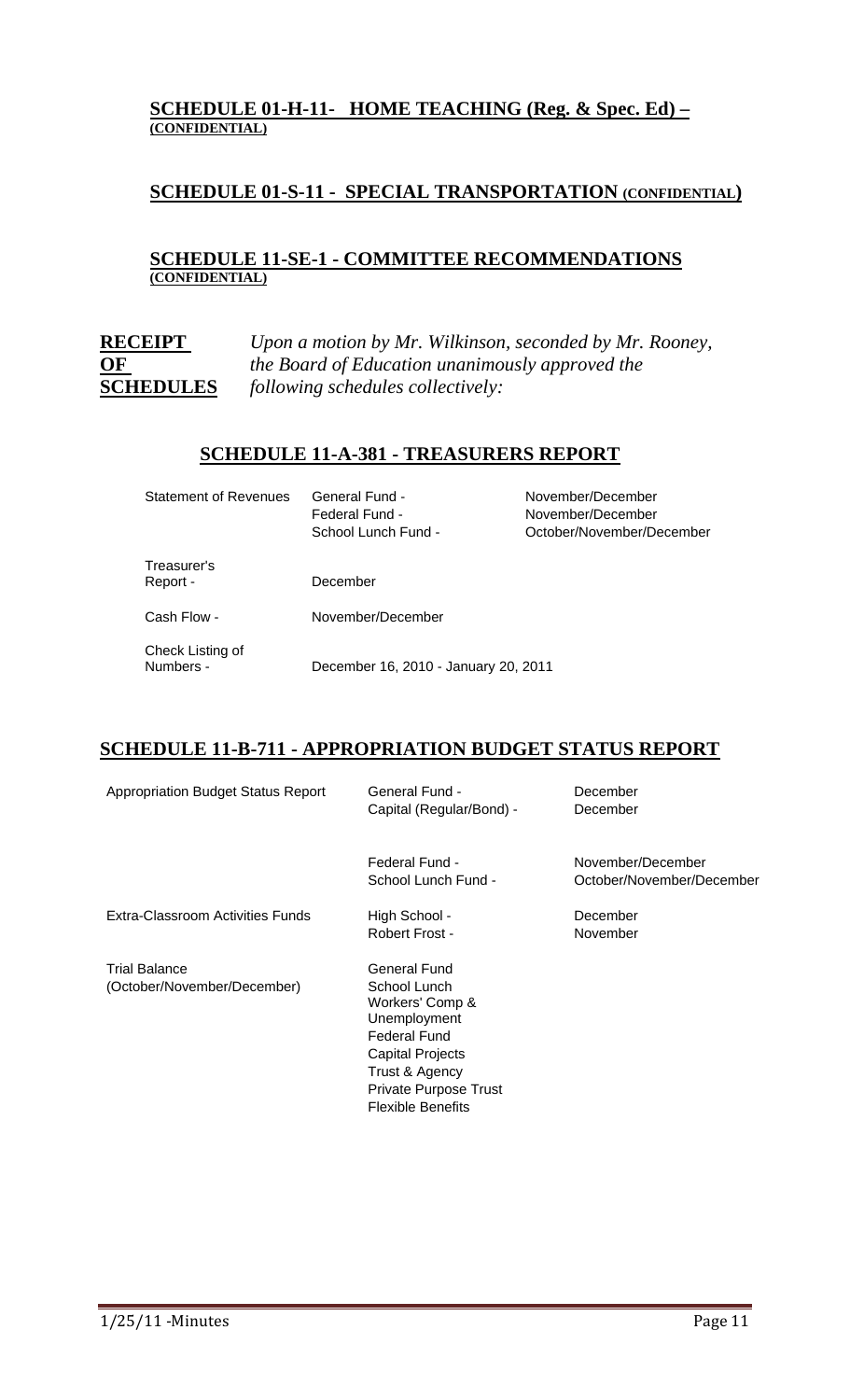## SCHEDULE 01-H-11- HOME TEACHING (Reg. & Spec. Ed) – (CONFIDENTIAL)

## SCHEDULE 01-S-11 - SPECIAL TRANSPORTATION (CONFIDENTIAL)

## SCHEDULE 11-SE-1 - COMMITTEE RECOMMENDATIONS (CONFIDENTIAL)

**RECEIPT OF SCHEDULES** *Upon a motion by Mr. Wilkinson, seconded by Mr. Rooney, the Board of Education unanimously approved the following schedules collectively:*

## SCHEDULE 11-A-381 - TREASURERS REPORT

| | | |
|---|---|---|
| Statement of Revenues | General Fund - | November/December |
| | Federal Fund - | November/December |
| | School Lunch Fund - | October/November/December |
| Treasurer's Report - | December | |
| Cash Flow - | November/December | |
| Check Listing of Numbers - | December 16, 2010 - January 20, 2011 | |

## SCHEDULE 11-B-711 - APPROPRIATION BUDGET STATUS REPORT

| | | |
|---|---|---|
| Appropriation Budget Status Report | General Fund - | December |
| | Capital (Regular/Bond) - | December |
| | Federal Fund - | November/December |
| | School Lunch Fund - | October/November/December |
| Extra-Classroom Activities Funds | High School - | December |
| | Robert Frost - | November |
| Trial Balance (October/November/December) | General Fund | |
| | School Lunch | |
| | Workers' Comp & Unemployment | |
| | Federal Fund | |
| | Capital Projects | |
| | Trust & Agency | |
| | Private Purpose Trust | |
| | Flexible Benefits | |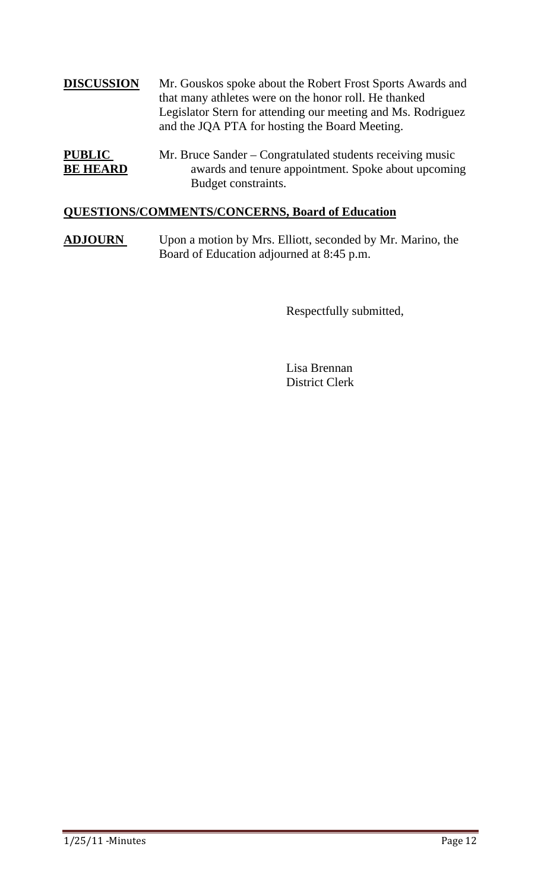**DISCUSSION** Mr. Gouskos spoke about the Robert Frost Sports Awards and that many athletes were on the honor roll. He thanked Legislator Stern for attending our meeting and Ms. Rodriguez and the JQA PTA for hosting the Board Meeting.

**PUBLIC BE HEARD** Mr. Bruce Sander – Congratulated students receiving music awards and tenure appointment. Spoke about upcoming Budget constraints.

**QUESTIONS/COMMENTS/CONCERNS, Board of Education**

**ADJOURN** Upon a motion by Mrs. Elliott, seconded by Mr. Marino, the Board of Education adjourned at 8:45 p.m.

Respectfully submitted,

Lisa Brennan
District Clerk